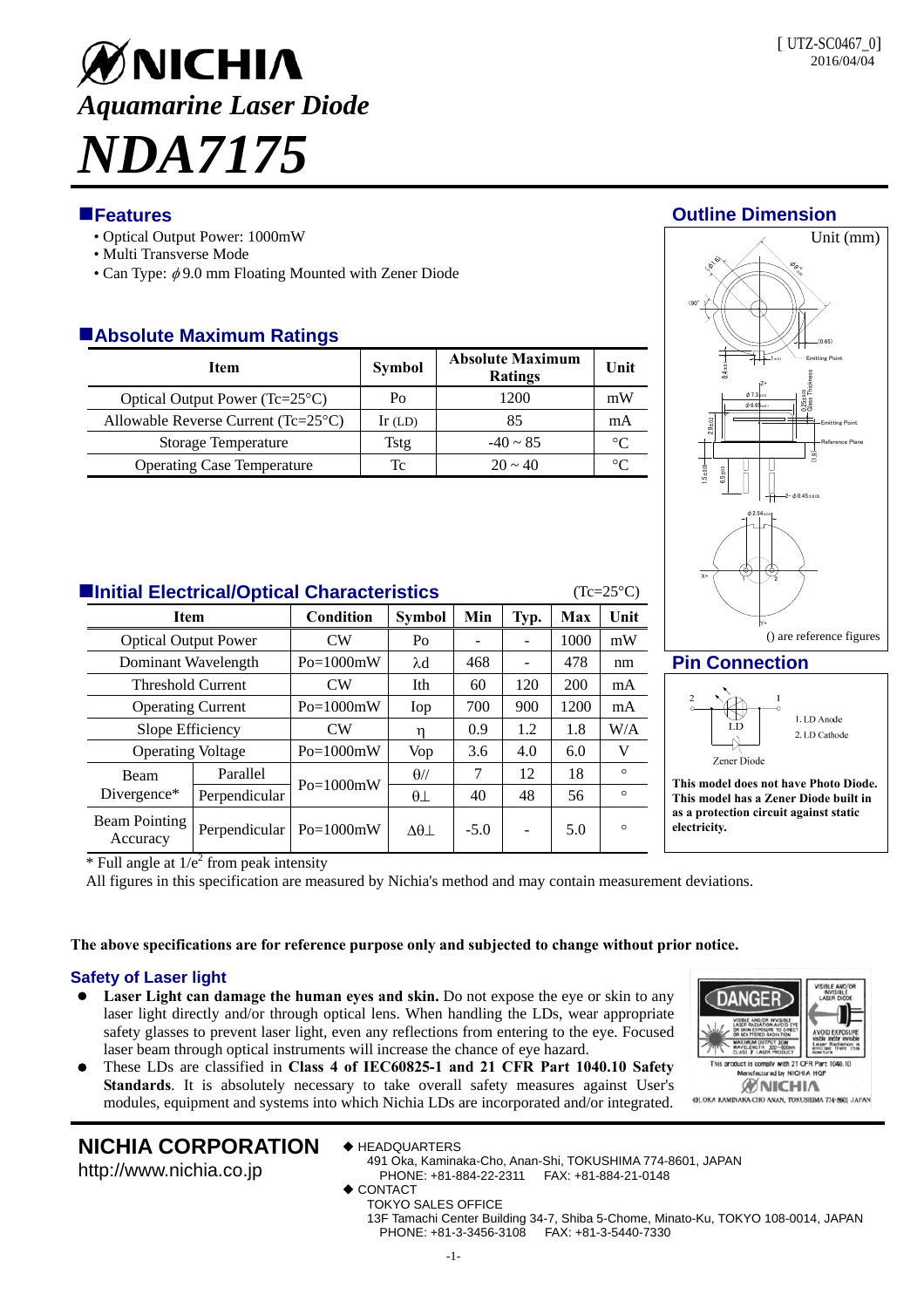# NICHIA

*Aquamarine Laser Diode*

# *NDA7175*

[ UTZ-SC0467_0]
2016/04/04

## Features

- Optical Output Power: 1000mW
- Multi Transverse Mode
- Can Type: $\phi$9.0 mm Floating Mounted with Zener Diode

## Absolute Maximum Ratings

| Item | Symbol | Absolute Maximum Ratings | Unit |
|---|---|---|---|
| Optical Output Power (Tc=25°C) | Po | 1200 | mW |
| Allowable Reverse Current (Tc=25°C) | Ir (LD) | 85 | mA |
| Storage Temperature | Tstg | -40 ~ 85 | °C |
| Operating Case Temperature | Tc | 20 ~ 40 | °C |

## Initial Electrical/Optical Characteristics

(Tc=25°C)

| Item | | Condition | Symbol | Min | Typ. | Max | Unit |
|---|---|---|---|---|---|---|---|
| Optical Output Power | | CW | Po | - | - | 1000 | mW |
| Dominant Wavelength | | Po=1000mW | λd | 468 | - | 478 | nm |
| Threshold Current | | CW | Ith | 60 | 120 | 200 | mA |
| Operating Current | | Po=1000mW | Iop | 700 | 900 | 1200 | mA |
| Slope Efficiency | | CW | η | 0.9 | 1.2 | 1.8 | W/A |
| Operating Voltage | | Po=1000mW | Vop | 3.6 | 4.0 | 6.0 | V |
| Beam Divergence* | Parallel | Po=1000mW | θ// | 7 | 12 | 18 | ° |
| | Perpendicular | | θ⊥ | 40 | 48 | 56 | ° |
| Beam Pointing Accuracy | Perpendicular | Po=1000mW | Δθ⊥ | -5.0 | - | 5.0 | ° |

\* Full angle at $1/e^2$ from peak intensity

All figures in this specification are measured by Nichia's method and may contain measurement deviations.

## Outline Dimension

Unit (mm)

() are reference figures

## Pin Connection

1. LD Anode
2. LD Cathode

Zener Diode

**This model does not have Photo Diode. This model has a Zener Diode built in as a protection circuit against static electricity.**

**The above specifications are for reference purpose only and subjected to change without prior notice.**

## Safety of Laser light

- **Laser Light can damage the human eyes and skin.** Do not expose the eye or skin to any laser light directly and/or through optical lens. When handling the LDs, wear appropriate safety glasses to prevent laser light, even any reflections from entering to the eye. Focused laser beam through optical instruments will increase the chance of eye hazard.
- These LDs are classified in **Class 4 of IEC60825-1 and 21 CFR Part 1040.10 Safety Standards**. It is absolutely necessary to take overall safety measures against User's modules, equipment and systems into which Nichia LDs are incorporated and/or integrated.

**NICHIA CORPORATION**
http://www.nichia.co.jp

◆ HEADQUARTERS
491 Oka, Kaminaka-Cho, Anan-Shi, TOKUSHIMA 774-8601, JAPAN
PHONE: +81-884-22-2311 FAX: +81-884-21-0148

◆ CONTACT
TOKYO SALES OFFICE
13F Tamachi Center Building 34-7, Shiba 5-Chome, Minato-Ku, TOKYO 108-0014, JAPAN
PHONE: +81-3-3456-3108 FAX: +81-3-5440-7330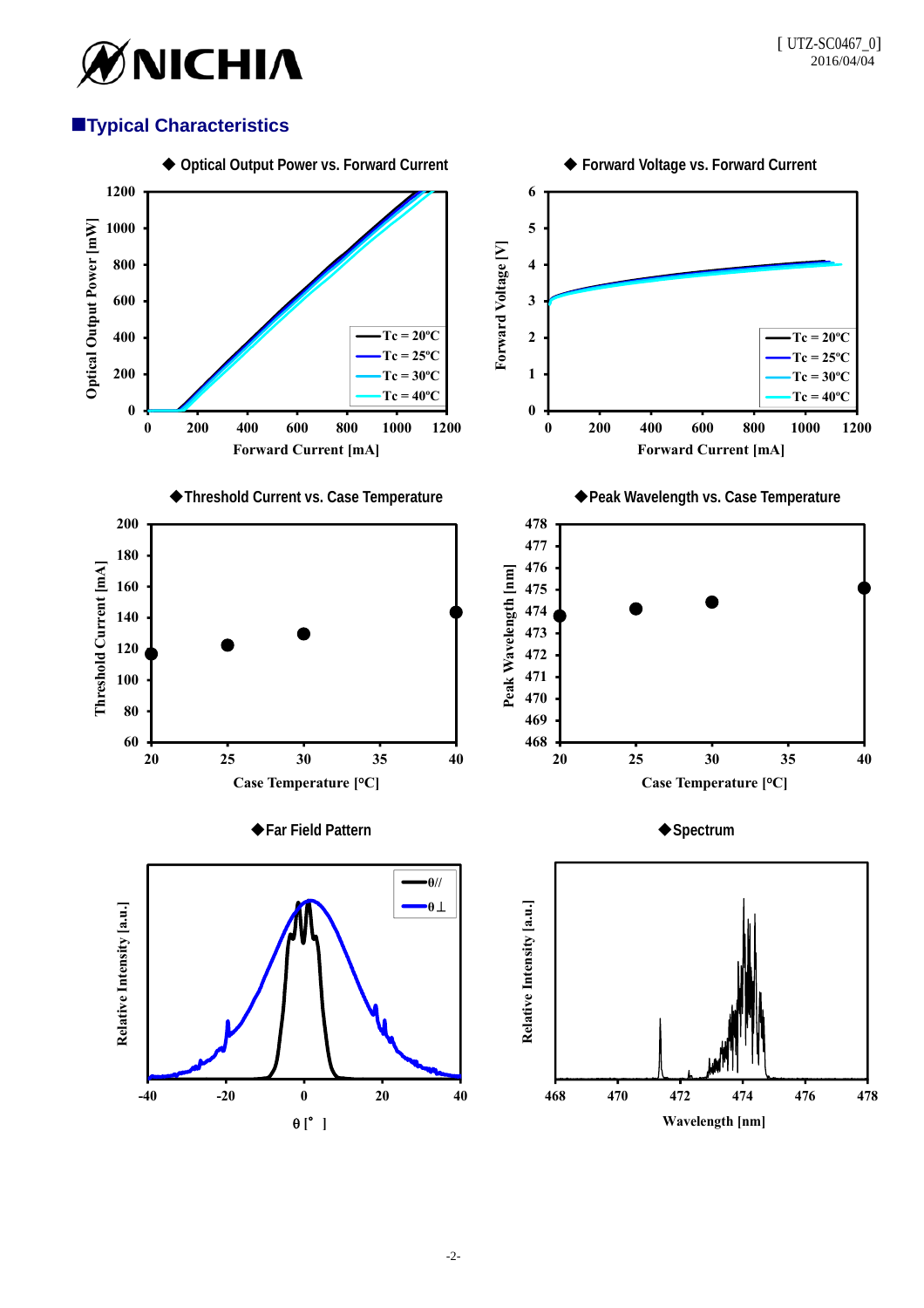## ■Typical Characteristics

◆ Optical Output Power vs. Forward Current

◆ Forward Voltage vs. Forward Current

◆Threshold Current vs. Case Temperature

◆Peak Wavelength vs. Case Temperature

◆Far Field Pattern

◆Spectrum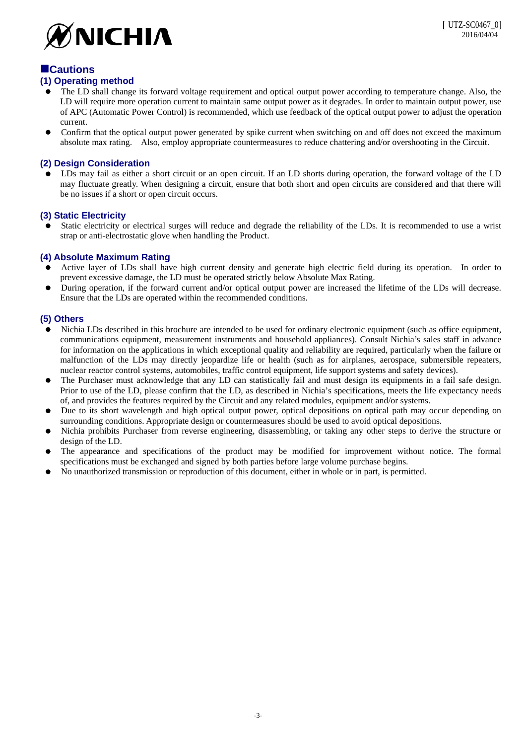## ■Cautions

### (1) Operating method

- The LD shall change its forward voltage requirement and optical output power according to temperature change. Also, the LD will require more operation current to maintain same output power as it degrades. In order to maintain output power, use of APC (Automatic Power Control) is recommended, which use feedback of the optical output power to adjust the operation current.
- Confirm that the optical output power generated by spike current when switching on and off does not exceed the maximum absolute max rating. Also, employ appropriate countermeasures to reduce chattering and/or overshooting in the Circuit.

### (2) Design Consideration

- LDs may fail as either a short circuit or an open circuit. If an LD shorts during operation, the forward voltage of the LD may fluctuate greatly. When designing a circuit, ensure that both short and open circuits are considered and that there will be no issues if a short or open circuit occurs.

### (3) Static Electricity

- Static electricity or electrical surges will reduce and degrade the reliability of the LDs. It is recommended to use a wrist strap or anti-electrostatic glove when handling the Product.

### (4) Absolute Maximum Rating

- Active layer of LDs shall have high current density and generate high electric field during its operation. In order to prevent excessive damage, the LD must be operated strictly below Absolute Max Rating.
- During operation, if the forward current and/or optical output power are increased the lifetime of the LDs will decrease. Ensure that the LDs are operated within the recommended conditions.

### (5) Others

- Nichia LDs described in this brochure are intended to be used for ordinary electronic equipment (such as office equipment, communications equipment, measurement instruments and household appliances). Consult Nichia's sales staff in advance for information on the applications in which exceptional quality and reliability are required, particularly when the failure or malfunction of the LDs may directly jeopardize life or health (such as for airplanes, aerospace, submersible repeaters, nuclear reactor control systems, automobiles, traffic control equipment, life support systems and safety devices).
- The Purchaser must acknowledge that any LD can statistically fail and must design its equipments in a fail safe design. Prior to use of the LD, please confirm that the LD, as described in Nichia's specifications, meets the life expectancy needs of, and provides the features required by the Circuit and any related modules, equipment and/or systems.
- Due to its short wavelength and high optical output power, optical depositions on optical path may occur depending on surrounding conditions. Appropriate design or countermeasures should be used to avoid optical depositions.
- Nichia prohibits Purchaser from reverse engineering, disassembling, or taking any other steps to derive the structure or design of the LD.
- The appearance and specifications of the product may be modified for improvement without notice. The formal specifications must be exchanged and signed by both parties before large volume purchase begins.
- No unauthorized transmission or reproduction of this document, either in whole or in part, is permitted.